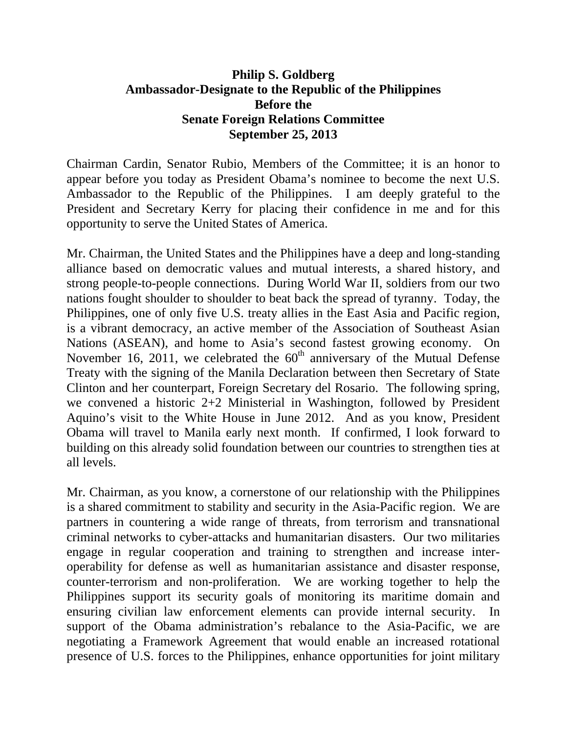**Philip S. Goldberg**
**Ambassador-Designate to the Republic of the Philippines**
**Before the**
**Senate Foreign Relations Committee**
**September 25, 2013**

Chairman Cardin, Senator Rubio, Members of the Committee; it is an honor to appear before you today as President Obama's nominee to become the next U.S. Ambassador to the Republic of the Philippines. I am deeply grateful to the President and Secretary Kerry for placing their confidence in me and for this opportunity to serve the United States of America.

Mr. Chairman, the United States and the Philippines have a deep and long-standing alliance based on democratic values and mutual interests, a shared history, and strong people-to-people connections. During World War II, soldiers from our two nations fought shoulder to shoulder to beat back the spread of tyranny. Today, the Philippines, one of only five U.S. treaty allies in the East Asia and Pacific region, is a vibrant democracy, an active member of the Association of Southeast Asian Nations (ASEAN), and home to Asia's second fastest growing economy. On November 16, 2011, we celebrated the 60th anniversary of the Mutual Defense Treaty with the signing of the Manila Declaration between then Secretary of State Clinton and her counterpart, Foreign Secretary del Rosario. The following spring, we convened a historic 2+2 Ministerial in Washington, followed by President Aquino's visit to the White House in June 2012. And as you know, President Obama will travel to Manila early next month. If confirmed, I look forward to building on this already solid foundation between our countries to strengthen ties at all levels.

Mr. Chairman, as you know, a cornerstone of our relationship with the Philippines is a shared commitment to stability and security in the Asia-Pacific region. We are partners in countering a wide range of threats, from terrorism and transnational criminal networks to cyber-attacks and humanitarian disasters. Our two militaries engage in regular cooperation and training to strengthen and increase inter-operability for defense as well as humanitarian assistance and disaster response, counter-terrorism and non-proliferation. We are working together to help the Philippines support its security goals of monitoring its maritime domain and ensuring civilian law enforcement elements can provide internal security. In support of the Obama administration's rebalance to the Asia-Pacific, we are negotiating a Framework Agreement that would enable an increased rotational presence of U.S. forces to the Philippines, enhance opportunities for joint military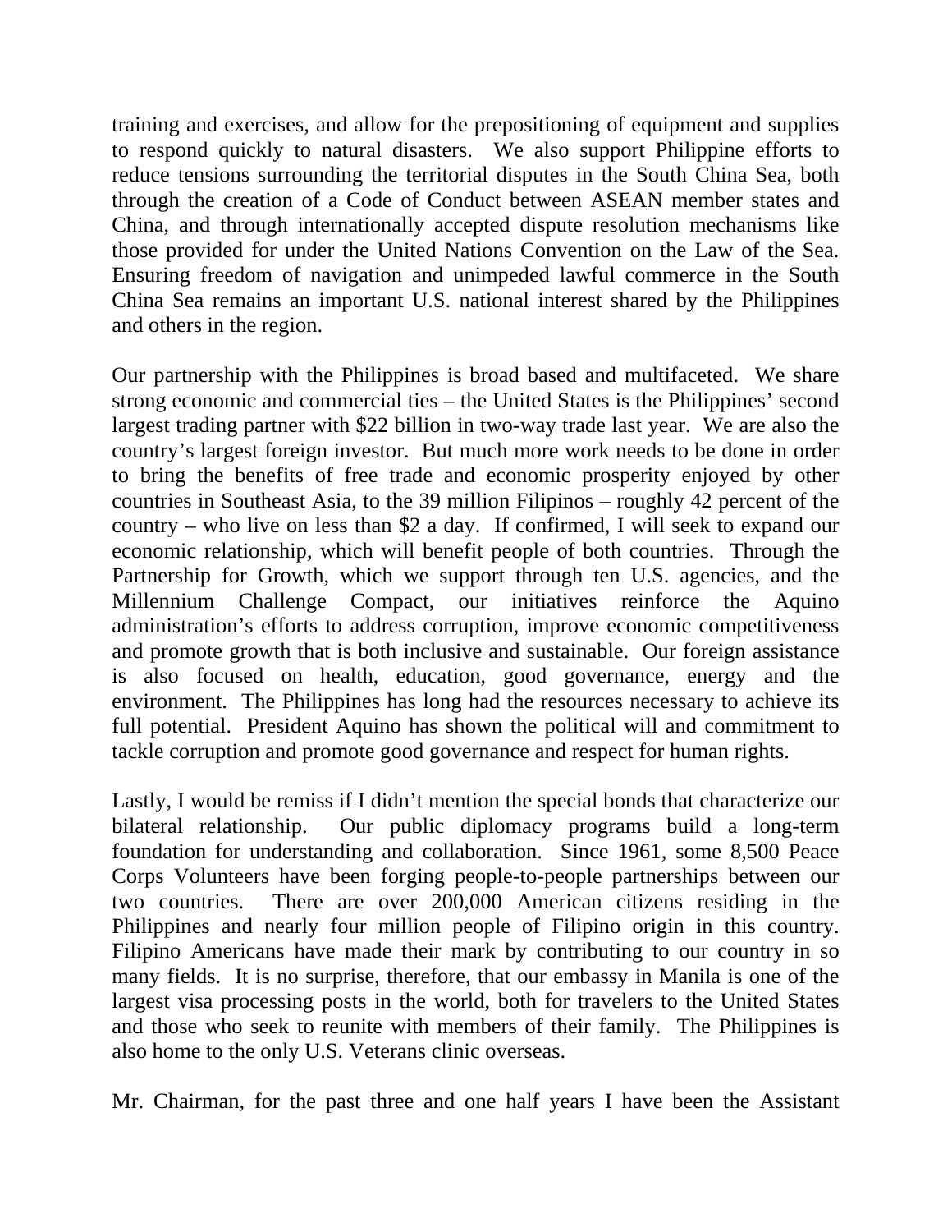training and exercises, and allow for the prepositioning of equipment and supplies to respond quickly to natural disasters. We also support Philippine efforts to reduce tensions surrounding the territorial disputes in the South China Sea, both through the creation of a Code of Conduct between ASEAN member states and China, and through internationally accepted dispute resolution mechanisms like those provided for under the United Nations Convention on the Law of the Sea. Ensuring freedom of navigation and unimpeded lawful commerce in the South China Sea remains an important U.S. national interest shared by the Philippines and others in the region.

Our partnership with the Philippines is broad based and multifaceted. We share strong economic and commercial ties – the United States is the Philippines' second largest trading partner with $22 billion in two-way trade last year. We are also the country's largest foreign investor. But much more work needs to be done in order to bring the benefits of free trade and economic prosperity enjoyed by other countries in Southeast Asia, to the 39 million Filipinos – roughly 42 percent of the country – who live on less than $2 a day. If confirmed, I will seek to expand our economic relationship, which will benefit people of both countries. Through the Partnership for Growth, which we support through ten U.S. agencies, and the Millennium Challenge Compact, our initiatives reinforce the Aquino administration's efforts to address corruption, improve economic competitiveness and promote growth that is both inclusive and sustainable. Our foreign assistance is also focused on health, education, good governance, energy and the environment. The Philippines has long had the resources necessary to achieve its full potential. President Aquino has shown the political will and commitment to tackle corruption and promote good governance and respect for human rights.

Lastly, I would be remiss if I didn't mention the special bonds that characterize our bilateral relationship. Our public diplomacy programs build a long-term foundation for understanding and collaboration. Since 1961, some 8,500 Peace Corps Volunteers have been forging people-to-people partnerships between our two countries. There are over 200,000 American citizens residing in the Philippines and nearly four million people of Filipino origin in this country. Filipino Americans have made their mark by contributing to our country in so many fields. It is no surprise, therefore, that our embassy in Manila is one of the largest visa processing posts in the world, both for travelers to the United States and those who seek to reunite with members of their family. The Philippines is also home to the only U.S. Veterans clinic overseas.

Mr. Chairman, for the past three and one half years I have been the Assistant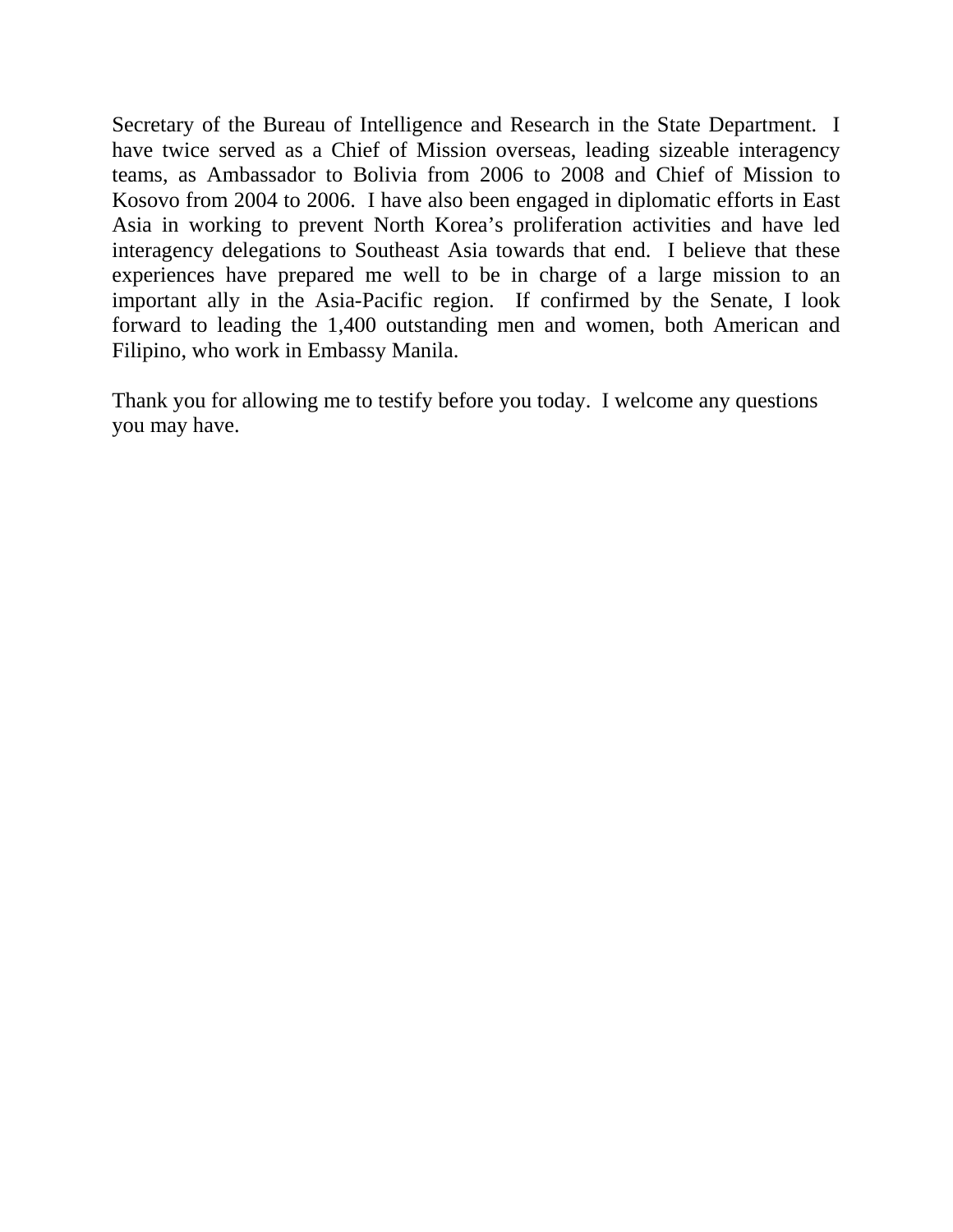Secretary of the Bureau of Intelligence and Research in the State Department. I have twice served as a Chief of Mission overseas, leading sizeable interagency teams, as Ambassador to Bolivia from 2006 to 2008 and Chief of Mission to Kosovo from 2004 to 2006. I have also been engaged in diplomatic efforts in East Asia in working to prevent North Korea's proliferation activities and have led interagency delegations to Southeast Asia towards that end. I believe that these experiences have prepared me well to be in charge of a large mission to an important ally in the Asia-Pacific region. If confirmed by the Senate, I look forward to leading the 1,400 outstanding men and women, both American and Filipino, who work in Embassy Manila.

Thank you for allowing me to testify before you today. I welcome any questions you may have.